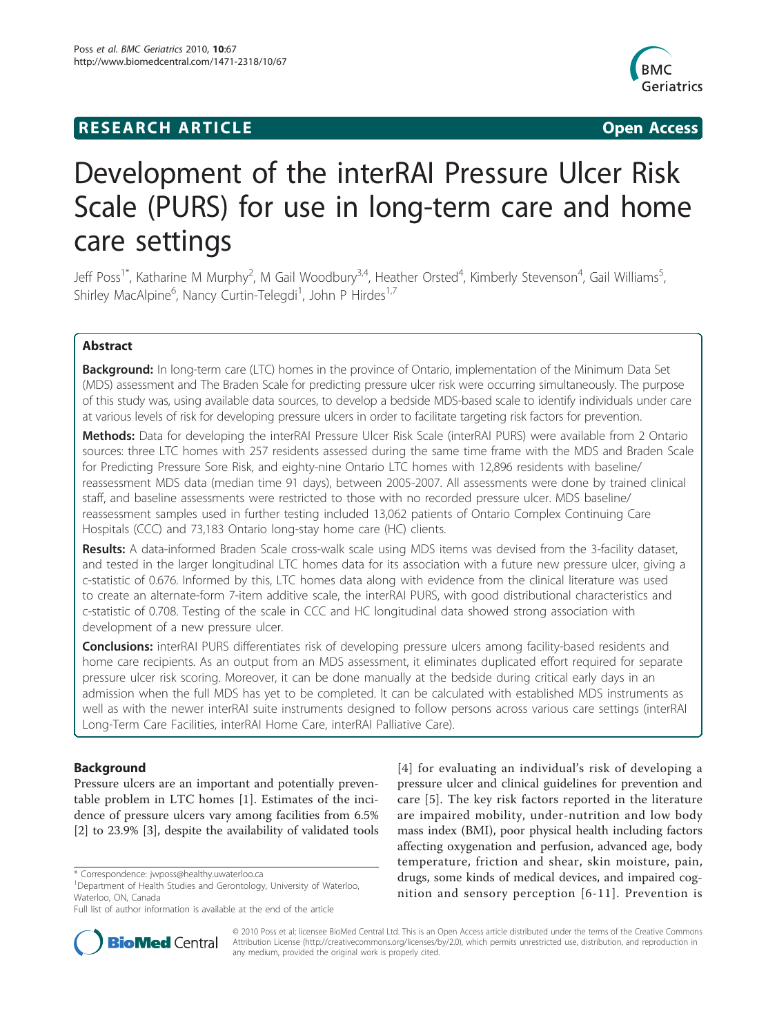**RESEARCH ARTICLE** **Open Access**

# Development of the interRAI Pressure Ulcer Risk Scale (PURS) for use in long-term care and home care settings

Jeff Poss[1*], Katharine M Murphy[2], M Gail Woodbury[3,4], Heather Orsted[4], Kimberly Stevenson[4], Gail Williams[5], Shirley MacAlpine[6], Nancy Curtin-Telegdi[1], John P Hirdes[1,7]

## Abstract

**Background:** In long-term care (LTC) homes in the province of Ontario, implementation of the Minimum Data Set (MDS) assessment and The Braden Scale for predicting pressure ulcer risk were occurring simultaneously. The purpose of this study was, using available data sources, to develop a bedside MDS-based scale to identify individuals under care at various levels of risk for developing pressure ulcers in order to facilitate targeting risk factors for prevention.

**Methods:** Data for developing the interRAI Pressure Ulcer Risk Scale (interRAI PURS) were available from 2 Ontario sources: three LTC homes with 257 residents assessed during the same time frame with the MDS and Braden Scale for Predicting Pressure Sore Risk, and eighty-nine Ontario LTC homes with 12,896 residents with baseline/reassessment MDS data (median time 91 days), between 2005-2007. All assessments were done by trained clinical staff, and baseline assessments were restricted to those with no recorded pressure ulcer. MDS baseline/reassessment samples used in further testing included 13,062 patients of Ontario Complex Continuing Care Hospitals (CCC) and 73,183 Ontario long-stay home care (HC) clients.

**Results:** A data-informed Braden Scale cross-walk scale using MDS items was devised from the 3-facility dataset, and tested in the larger longitudinal LTC homes data for its association with a future new pressure ulcer, giving a c-statistic of 0.676. Informed by this, LTC homes data along with evidence from the clinical literature was used to create an alternate-form 7-item additive scale, the interRAI PURS, with good distributional characteristics and c-statistic of 0.708. Testing of the scale in CCC and HC longitudinal data showed strong association with development of a new pressure ulcer.

**Conclusions:** interRAI PURS differentiates risk of developing pressure ulcers among facility-based residents and home care recipients. As an output from an MDS assessment, it eliminates duplicated effort required for separate pressure ulcer risk scoring. Moreover, it can be done manually at the bedside during critical early days in an admission when the full MDS has yet to be completed. It can be calculated with established MDS instruments as well as with the newer interRAI suite instruments designed to follow persons across various care settings (interRAI Long-Term Care Facilities, interRAI Home Care, interRAI Palliative Care).

## Background

Pressure ulcers are an important and potentially preventable problem in LTC homes [1]. Estimates of the incidence of pressure ulcers vary among facilities from 6.5% [2] to 23.9% [3], despite the availability of validated tools [4] for evaluating an individual's risk of developing a pressure ulcer and clinical guidelines for prevention and care [5]. The key risk factors reported in the literature are impaired mobility, under-nutrition and low body mass index (BMI), poor physical health including factors affecting oxygenation and perfusion, advanced age, body temperature, friction and shear, skin moisture, pain, drugs, some kinds of medical devices, and impaired cognition and sensory perception [6-11]. Prevention is

\* Correspondence: jwposs@healthy.uwaterloo.ca
[1]Department of Health Studies and Gerontology, University of Waterloo, Waterloo, ON, Canada
Full list of author information is available at the end of the article

© 2010 Poss et al; licensee BioMed Central Ltd. This is an Open Access article distributed under the terms of the Creative Commons Attribution License (http://creativecommons.org/licenses/by/2.0), which permits unrestricted use, distribution, and reproduction in any medium, provided the original work is properly cited.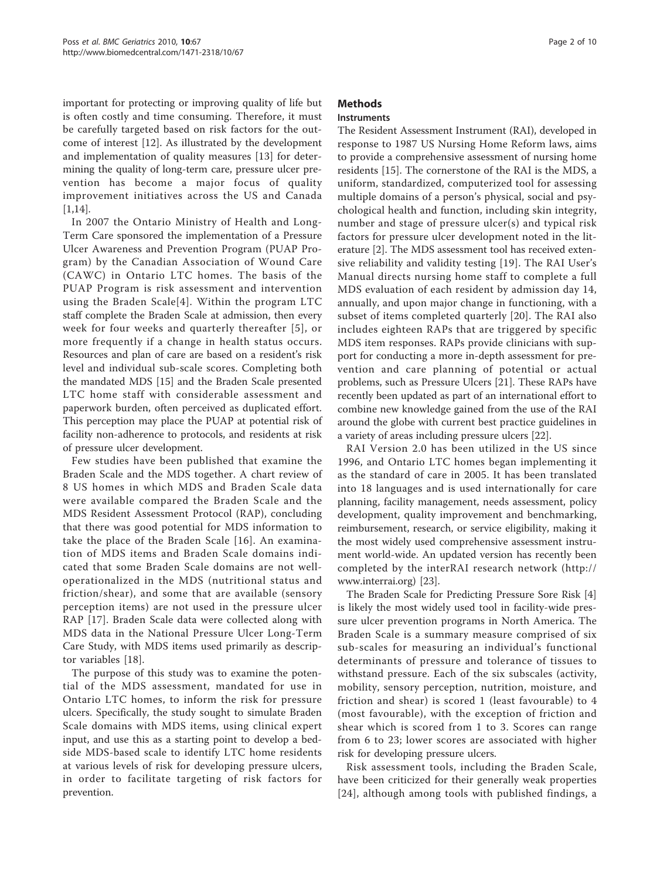important for protecting or improving quality of life but is often costly and time consuming. Therefore, it must be carefully targeted based on risk factors for the outcome of interest [12]. As illustrated by the development and implementation of quality measures [13] for determining the quality of long-term care, pressure ulcer prevention has become a major focus of quality improvement initiatives across the US and Canada [1,14].

In 2007 the Ontario Ministry of Health and Long-Term Care sponsored the implementation of a Pressure Ulcer Awareness and Prevention Program (PUAP Program) by the Canadian Association of Wound Care (CAWC) in Ontario LTC homes. The basis of the PUAP Program is risk assessment and intervention using the Braden Scale[4]. Within the program LTC staff complete the Braden Scale at admission, then every week for four weeks and quarterly thereafter [5], or more frequently if a change in health status occurs. Resources and plan of care are based on a resident's risk level and individual sub-scale scores. Completing both the mandated MDS [15] and the Braden Scale presented LTC home staff with considerable assessment and paperwork burden, often perceived as duplicated effort. This perception may place the PUAP at potential risk of facility non-adherence to protocols, and residents at risk of pressure ulcer development.

Few studies have been published that examine the Braden Scale and the MDS together. A chart review of 8 US homes in which MDS and Braden Scale data were available compared the Braden Scale and the MDS Resident Assessment Protocol (RAP), concluding that there was good potential for MDS information to take the place of the Braden Scale [16]. An examination of MDS items and Braden Scale domains indicated that some Braden Scale domains are not well-operationalized in the MDS (nutritional status and friction/shear), and some that are available (sensory perception items) are not used in the pressure ulcer RAP [17]. Braden Scale data were collected along with MDS data in the National Pressure Ulcer Long-Term Care Study, with MDS items used primarily as descriptor variables [18].

The purpose of this study was to examine the potential of the MDS assessment, mandated for use in Ontario LTC homes, to inform the risk for pressure ulcers. Specifically, the study sought to simulate Braden Scale domains with MDS items, using clinical expert input, and use this as a starting point to develop a bedside MDS-based scale to identify LTC home residents at various levels of risk for developing pressure ulcers, in order to facilitate targeting of risk factors for prevention.

## Methods

### Instruments

The Resident Assessment Instrument (RAI), developed in response to 1987 US Nursing Home Reform laws, aims to provide a comprehensive assessment of nursing home residents [15]. The cornerstone of the RAI is the MDS, a uniform, standardized, computerized tool for assessing multiple domains of a person's physical, social and psychological health and function, including skin integrity, number and stage of pressure ulcer(s) and typical risk factors for pressure ulcer development noted in the literature [2]. The MDS assessment tool has received extensive reliability and validity testing [19]. The RAI User's Manual directs nursing home staff to complete a full MDS evaluation of each resident by admission day 14, annually, and upon major change in functioning, with a subset of items completed quarterly [20]. The RAI also includes eighteen RAPs that are triggered by specific MDS item responses. RAPs provide clinicians with support for conducting a more in-depth assessment for prevention and care planning of potential or actual problems, such as Pressure Ulcers [21]. These RAPs have recently been updated as part of an international effort to combine new knowledge gained from the use of the RAI around the globe with current best practice guidelines in a variety of areas including pressure ulcers [22].

RAI Version 2.0 has been utilized in the US since 1996, and Ontario LTC homes began implementing it as the standard of care in 2005. It has been translated into 18 languages and is used internationally for care planning, facility management, needs assessment, policy development, quality improvement and benchmarking, reimbursement, research, or service eligibility, making it the most widely used comprehensive assessment instrument world-wide. An updated version has recently been completed by the interRAI research network (http://www.interrai.org) [23].

The Braden Scale for Predicting Pressure Sore Risk [4] is likely the most widely used tool in facility-wide pressure ulcer prevention programs in North America. The Braden Scale is a summary measure comprised of six sub-scales for measuring an individual's functional determinants of pressure and tolerance of tissues to withstand pressure. Each of the six subscales (activity, mobility, sensory perception, nutrition, moisture, and friction and shear) is scored 1 (least favourable) to 4 (most favourable), with the exception of friction and shear which is scored from 1 to 3. Scores can range from 6 to 23; lower scores are associated with higher risk for developing pressure ulcers.

Risk assessment tools, including the Braden Scale, have been criticized for their generally weak properties [24], although among tools with published findings, a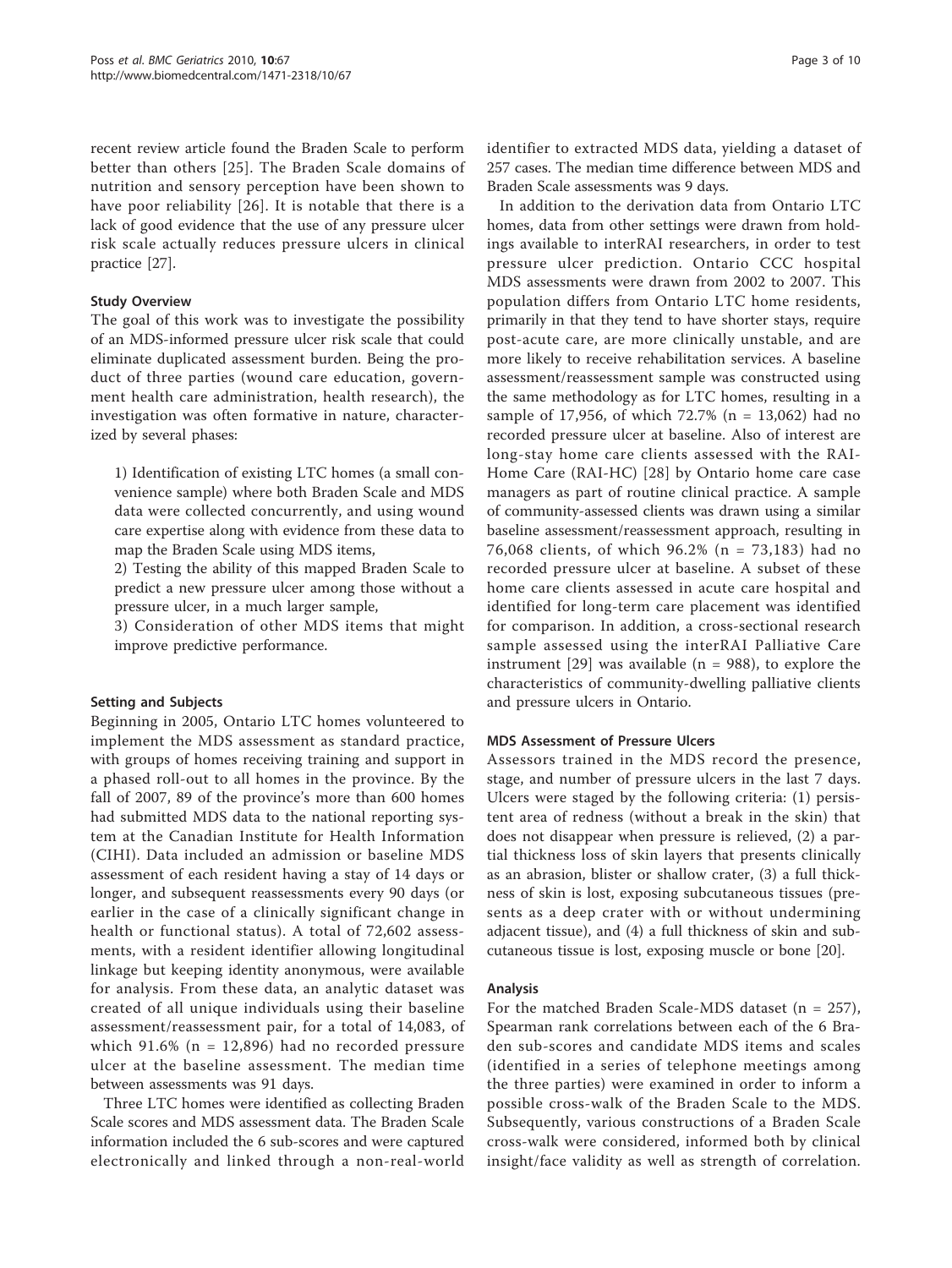recent review article found the Braden Scale to perform better than others [25]. The Braden Scale domains of nutrition and sensory perception have been shown to have poor reliability [26]. It is notable that there is a lack of good evidence that the use of any pressure ulcer risk scale actually reduces pressure ulcers in clinical practice [27].

### Study Overview

The goal of this work was to investigate the possibility of an MDS-informed pressure ulcer risk scale that could eliminate duplicated assessment burden. Being the product of three parties (wound care education, government health care administration, health research), the investigation was often formative in nature, characterized by several phases:

1) Identification of existing LTC homes (a small convenience sample) where both Braden Scale and MDS data were collected concurrently, and using wound care expertise along with evidence from these data to map the Braden Scale using MDS items,

2) Testing the ability of this mapped Braden Scale to predict a new pressure ulcer among those without a pressure ulcer, in a much larger sample,

3) Consideration of other MDS items that might improve predictive performance.

### Setting and Subjects

Beginning in 2005, Ontario LTC homes volunteered to implement the MDS assessment as standard practice, with groups of homes receiving training and support in a phased roll-out to all homes in the province. By the fall of 2007, 89 of the province's more than 600 homes had submitted MDS data to the national reporting system at the Canadian Institute for Health Information (CIHI). Data included an admission or baseline MDS assessment of each resident having a stay of 14 days or longer, and subsequent reassessments every 90 days (or earlier in the case of a clinically significant change in health or functional status). A total of 72,602 assessments, with a resident identifier allowing longitudinal linkage but keeping identity anonymous, were available for analysis. From these data, an analytic dataset was created of all unique individuals using their baseline assessment/reassessment pair, for a total of 14,083, of which 91.6% (n = 12,896) had no recorded pressure ulcer at the baseline assessment. The median time between assessments was 91 days.

Three LTC homes were identified as collecting Braden Scale scores and MDS assessment data. The Braden Scale information included the 6 sub-scores and were captured electronically and linked through a non-real-world identifier to extracted MDS data, yielding a dataset of 257 cases. The median time difference between MDS and Braden Scale assessments was 9 days.

In addition to the derivation data from Ontario LTC homes, data from other settings were drawn from holdings available to interRAI researchers, in order to test pressure ulcer prediction. Ontario CCC hospital MDS assessments were drawn from 2002 to 2007. This population differs from Ontario LTC home residents, primarily in that they tend to have shorter stays, require post-acute care, are more clinically unstable, and are more likely to receive rehabilitation services. A baseline assessment/reassessment sample was constructed using the same methodology as for LTC homes, resulting in a sample of 17,956, of which 72.7% (n = 13,062) had no recorded pressure ulcer at baseline. Also of interest are long-stay home care clients assessed with the RAI-Home Care (RAI-HC) [28] by Ontario home care case managers as part of routine clinical practice. A sample of community-assessed clients was drawn using a similar baseline assessment/reassessment approach, resulting in 76,068 clients, of which 96.2% (n = 73,183) had no recorded pressure ulcer at baseline. A subset of these home care clients assessed in acute care hospital and identified for long-term care placement was identified for comparison. In addition, a cross-sectional research sample assessed using the interRAI Palliative Care instrument [29] was available (n = 988), to explore the characteristics of community-dwelling palliative clients and pressure ulcers in Ontario.

### MDS Assessment of Pressure Ulcers

Assessors trained in the MDS record the presence, stage, and number of pressure ulcers in the last 7 days. Ulcers were staged by the following criteria: (1) persistent area of redness (without a break in the skin) that does not disappear when pressure is relieved, (2) a partial thickness loss of skin layers that presents clinically as an abrasion, blister or shallow crater, (3) a full thickness of skin is lost, exposing subcutaneous tissues (presents as a deep crater with or without undermining adjacent tissue), and (4) a full thickness of skin and subcutaneous tissue is lost, exposing muscle or bone [20].

### Analysis

For the matched Braden Scale-MDS dataset (n = 257), Spearman rank correlations between each of the 6 Braden sub-scores and candidate MDS items and scales (identified in a series of telephone meetings among the three parties) were examined in order to inform a possible cross-walk of the Braden Scale to the MDS. Subsequently, various constructions of a Braden Scale cross-walk were considered, informed both by clinical insight/face validity as well as strength of correlation.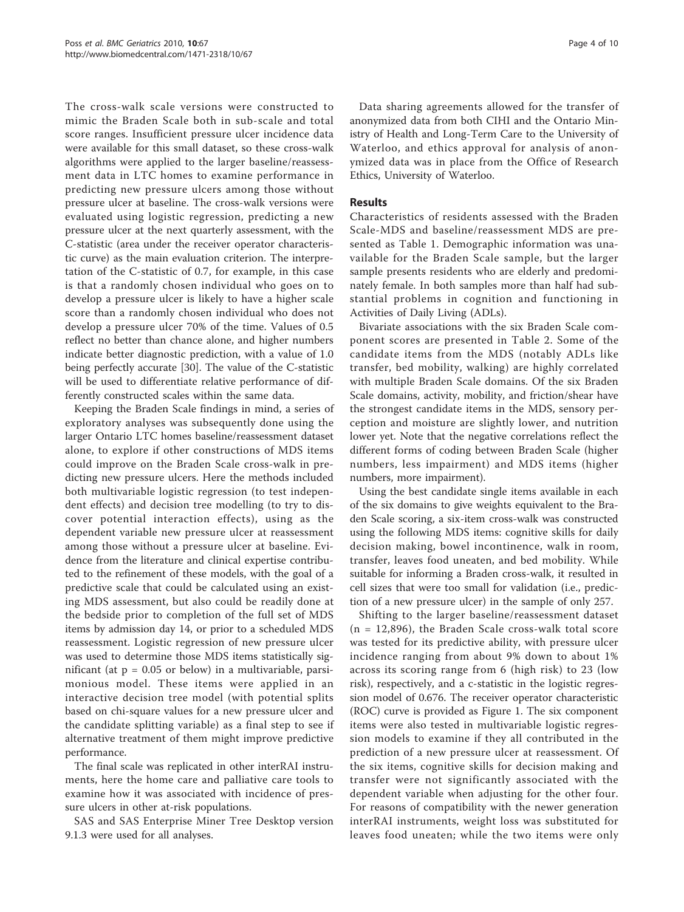The cross-walk scale versions were constructed to mimic the Braden Scale both in sub-scale and total score ranges. Insufficient pressure ulcer incidence data were available for this small dataset, so these cross-walk algorithms were applied to the larger baseline/reassessment data in LTC homes to examine performance in predicting new pressure ulcers among those without pressure ulcer at baseline. The cross-walk versions were evaluated using logistic regression, predicting a new pressure ulcer at the next quarterly assessment, with the C-statistic (area under the receiver operator characteristic curve) as the main evaluation criterion. The interpretation of the C-statistic of 0.7, for example, in this case is that a randomly chosen individual who goes on to develop a pressure ulcer is likely to have a higher scale score than a randomly chosen individual who does not develop a pressure ulcer 70% of the time. Values of 0.5 reflect no better than chance alone, and higher numbers indicate better diagnostic prediction, with a value of 1.0 being perfectly accurate [30]. The value of the C-statistic will be used to differentiate relative performance of differently constructed scales within the same data.

Keeping the Braden Scale findings in mind, a series of exploratory analyses was subsequently done using the larger Ontario LTC homes baseline/reassessment dataset alone, to explore if other constructions of MDS items could improve on the Braden Scale cross-walk in predicting new pressure ulcers. Here the methods included both multivariable logistic regression (to test independent effects) and decision tree modelling (to try to discover potential interaction effects), using as the dependent variable new pressure ulcer at reassessment among those without a pressure ulcer at baseline. Evidence from the literature and clinical expertise contributed to the refinement of these models, with the goal of a predictive scale that could be calculated using an existing MDS assessment, but also could be readily done at the bedside prior to completion of the full set of MDS items by admission day 14, or prior to a scheduled MDS reassessment. Logistic regression of new pressure ulcer was used to determine those MDS items statistically significant (at $p = 0.05$ or below) in a multivariable, parsimonious model. These items were applied in an interactive decision tree model (with potential splits based on chi-square values for a new pressure ulcer and the candidate splitting variable) as a final step to see if alternative treatment of them might improve predictive performance.

The final scale was replicated in other interRAI instruments, here the home care and palliative care tools to examine how it was associated with incidence of pressure ulcers in other at-risk populations.

SAS and SAS Enterprise Miner Tree Desktop version 9.1.3 were used for all analyses.

Data sharing agreements allowed for the transfer of anonymized data from both CIHI and the Ontario Ministry of Health and Long-Term Care to the University of Waterloo, and ethics approval for analysis of anonymized data was in place from the Office of Research Ethics, University of Waterloo.

## Results

Characteristics of residents assessed with the Braden Scale-MDS and baseline/reassessment MDS are presented as Table 1. Demographic information was unavailable for the Braden Scale sample, but the larger sample presents residents who are elderly and predominately female. In both samples more than half had substantial problems in cognition and functioning in Activities of Daily Living (ADLs).

Bivariate associations with the six Braden Scale component scores are presented in Table 2. Some of the candidate items from the MDS (notably ADLs like transfer, bed mobility, walking) are highly correlated with multiple Braden Scale domains. Of the six Braden Scale domains, activity, mobility, and friction/shear have the strongest candidate items in the MDS, sensory perception and moisture are slightly lower, and nutrition lower yet. Note that the negative correlations reflect the different forms of coding between Braden Scale (higher numbers, less impairment) and MDS items (higher numbers, more impairment).

Using the best candidate single items available in each of the six domains to give weights equivalent to the Braden Scale scoring, a six-item cross-walk was constructed using the following MDS items: cognitive skills for daily decision making, bowel incontinence, walk in room, transfer, leaves food uneaten, and bed mobility. While suitable for informing a Braden cross-walk, it resulted in cell sizes that were too small for validation (i.e., prediction of a new pressure ulcer) in the sample of only 257.

Shifting to the larger baseline/reassessment dataset ($n = 12,896$), the Braden Scale cross-walk total score was tested for its predictive ability, with pressure ulcer incidence ranging from about 9% down to about 1% across its scoring range from 6 (high risk) to 23 (low risk), respectively, and a c-statistic in the logistic regression model of 0.676. The receiver operator characteristic (ROC) curve is provided as Figure 1. The six component items were also tested in multivariable logistic regression models to examine if they all contributed in the prediction of a new pressure ulcer at reassessment. Of the six items, cognitive skills for decision making and transfer were not significantly associated with the dependent variable when adjusting for the other four. For reasons of compatibility with the newer generation interRAI instruments, weight loss was substituted for leaves food uneaten; while the two items were only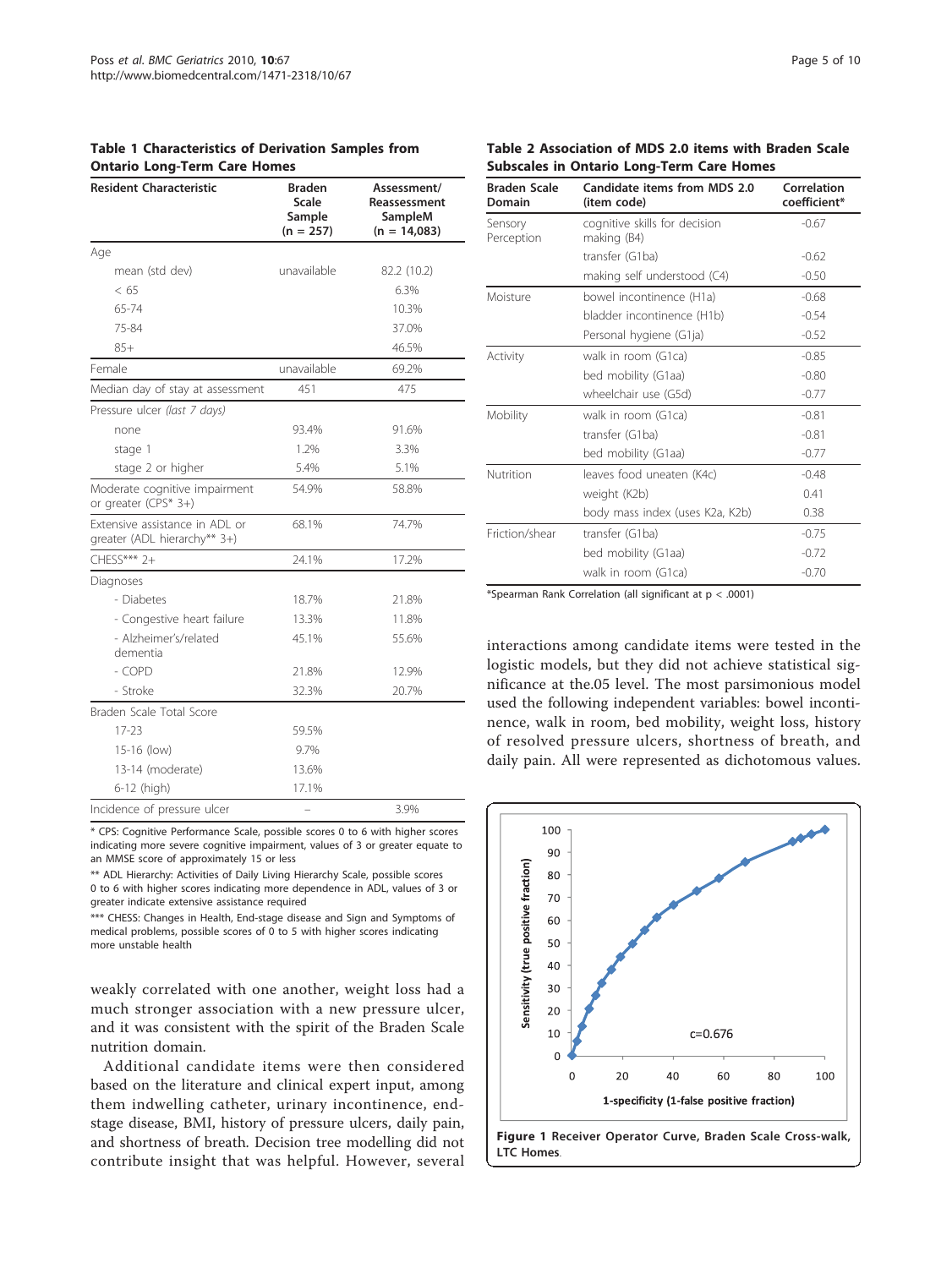**Table 1 Characteristics of Derivation Samples from Ontario Long-Term Care Homes**

| Resident Characteristic | Braden Scale Sample (n = 257) | Assessment/ Reassessment SampleM (n = 14,083) |
|---|---|---|
| Age | | |
| mean (std dev) | unavailable | 82.2 (10.2) |
| < 65 | | 6.3% |
| 65-74 | | 10.3% |
| 75-84 | | 37.0% |
| 85+ | | 46.5% |
| Female | unavailable | 69.2% |
| Median day of stay at assessment | 451 | 475 |
| Pressure ulcer *(last 7 days)* | | |
| none | 93.4% | 91.6% |
| stage 1 | 1.2% | 3.3% |
| stage 2 or higher | 5.4% | 5.1% |
| Moderate cognitive impairment or greater (CPS* 3+) | 54.9% | 58.8% |
| Extensive assistance in ADL or greater (ADL hierarchy** 3+) | 68.1% | 74.7% |
| CHESS*** 2+ | 24.1% | 17.2% |
| Diagnoses | | |
| - Diabetes | 18.7% | 21.8% |
| - Congestive heart failure | 13.3% | 11.8% |
| - Alzheimer's/related dementia | 45.1% | 55.6% |
| - COPD | 21.8% | 12.9% |
| - Stroke | 32.3% | 20.7% |
| Braden Scale Total Score | | |
| 17-23 | 59.5% | |
| 15-16 (low) | 9.7% | |
| 13-14 (moderate) | 13.6% | |
| 6-12 (high) | 17.1% | |
| Incidence of pressure ulcer | – | 3.9% |

* CPS: Cognitive Performance Scale, possible scores 0 to 6 with higher scores indicating more severe cognitive impairment, values of 3 or greater equate to an MMSE score of approximately 15 or less

** ADL Hierarchy: Activities of Daily Living Hierarchy Scale, possible scores 0 to 6 with higher scores indicating more dependence in ADL, values of 3 or greater indicate extensive assistance required

*** CHESS: Changes in Health, End-stage disease and Sign and Symptoms of medical problems, possible scores of 0 to 5 with higher scores indicating more unstable health

weakly correlated with one another, weight loss had a much stronger association with a new pressure ulcer, and it was consistent with the spirit of the Braden Scale nutrition domain.

Additional candidate items were then considered based on the literature and clinical expert input, among them indwelling catheter, urinary incontinence, end-stage disease, BMI, history of pressure ulcers, daily pain, and shortness of breath. Decision tree modelling did not contribute insight that was helpful. However, several interactions among candidate items were tested in the logistic models, but they did not achieve statistical significance at the.05 level. The most parsimonious model used the following independent variables: bowel incontinence, walk in room, bed mobility, weight loss, history of resolved pressure ulcers, shortness of breath, and daily pain. All were represented as dichotomous values.

**Table 2 Association of MDS 2.0 items with Braden Scale Subscales in Ontario Long-Term Care Homes**

| Braden Scale Domain | Candidate items from MDS 2.0 (item code) | Correlation coefficient* |
|---|---|---|
| Sensory Perception | cognitive skills for decision making (B4) | -0.67 |
| | transfer (G1ba) | -0.62 |
| | making self understood (C4) | -0.50 |
| Moisture | bowel incontinence (H1a) | -0.68 |
| | bladder incontinence (H1b) | -0.54 |
| | Personal hygiene (G1ja) | -0.52 |
| Activity | walk in room (G1ca) | -0.85 |
| | bed mobility (G1aa) | -0.80 |
| | wheelchair use (G5d) | -0.77 |
| Mobility | walk in room (G1ca) | -0.81 |
| | transfer (G1ba) | -0.81 |
| | bed mobility (G1aa) | -0.77 |
| Nutrition | leaves food uneaten (K4c) | -0.48 |
| | weight (K2b) | 0.41 |
| | body mass index (uses K2a, K2b) | 0.38 |
| Friction/shear | transfer (G1ba) | -0.75 |
| | bed mobility (G1aa) | -0.72 |
| | walk in room (G1ca) | -0.70 |

*Spearman Rank Correlation (all significant at $p < .0001$)

**Figure 1 Receiver Operator Curve, Braden Scale Cross-walk, LTC Homes.**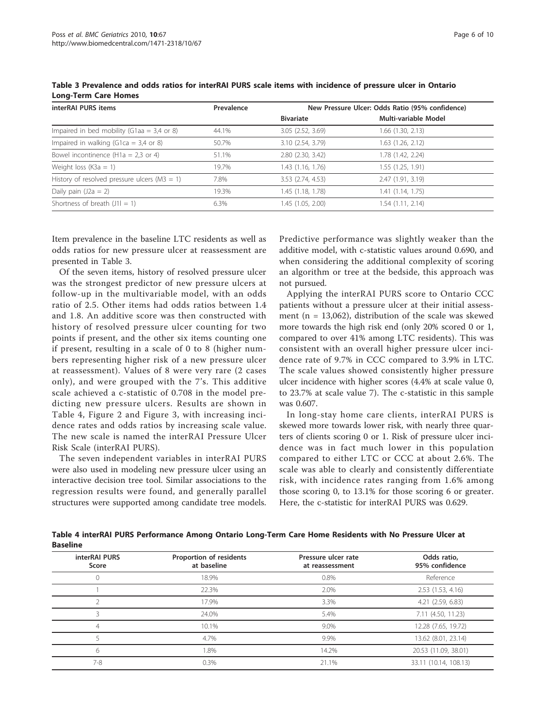**Table 3 Prevalence and odds ratios for interRAI PURS scale items with incidence of pressure ulcer in Ontario Long-Term Care Homes**

| interRAI PURS items | Prevalence | New Pressure Ulcer: Odds Ratio (95% confidence) | |
|---|---|---|---|
| | | Bivariate | Multi-variable Model |
| Impaired in bed mobility (G1aa = 3,4 or 8) | 44.1% | 3.05 (2.52, 3.69) | 1.66 (1.30, 2.13) |
| Impaired in walking (G1ca = 3,4 or 8) | 50.7% | 3.10 (2.54, 3.79) | 1.63 (1.26, 2.12) |
| Bowel incontinence (H1a = 2,3 or 4) | 51.1% | 2.80 (2.30, 3.42) | 1.78 (1.42, 2.24) |
| Weight loss (K3a = 1) | 19.7% | 1.43 (1.16, 1.76) | 1.55 (1.25, 1.91) |
| History of resolved pressure ulcers (M3 = 1) | 7.8% | 3.53 (2.74, 4.53) | 2.47 (1.91, 3.19) |
| Daily pain (J2a = 2) | 19.3% | 1.45 (1.18, 1.78) | 1.41 (1.14, 1.75) |
| Shortness of breath (J1l = 1) | 6.3% | 1.45 (1.05, 2.00) | 1.54 (1.11, 2.14) |

Item prevalence in the baseline LTC residents as well as odds ratios for new pressure ulcer at reassessment are presented in Table 3.

Of the seven items, history of resolved pressure ulcer was the strongest predictor of new pressure ulcers at follow-up in the multivariable model, with an odds ratio of 2.5. Other items had odds ratios between 1.4 and 1.8. An additive score was then constructed with history of resolved pressure ulcer counting for two points if present, and the other six items counting one if present, resulting in a scale of 0 to 8 (higher numbers representing higher risk of a new pressure ulcer at reassessment). Values of 8 were very rare (2 cases only), and were grouped with the 7's. This additive scale achieved a c-statistic of 0.708 in the model predicting new pressure ulcers. Results are shown in Table 4, Figure 2 and Figure 3, with increasing incidence rates and odds ratios by increasing scale value. The new scale is named the interRAI Pressure Ulcer Risk Scale (interRAI PURS).

The seven independent variables in interRAI PURS were also used in modeling new pressure ulcer using an interactive decision tree tool. Similar associations to the regression results were found, and generally parallel structures were supported among candidate tree models. Predictive performance was slightly weaker than the additive model, with c-statistic values around 0.690, and when considering the additional complexity of scoring an algorithm or tree at the bedside, this approach was not pursued.

Applying the interRAI PURS score to Ontario CCC patients without a pressure ulcer at their initial assessment (n = 13,062), distribution of the scale was skewed more towards the high risk end (only 20% scored 0 or 1, compared to over 41% among LTC residents). This was consistent with an overall higher pressure ulcer incidence rate of 9.7% in CCC compared to 3.9% in LTC. The scale values showed consistently higher pressure ulcer incidence with higher scores (4.4% at scale value 0, to 23.7% at scale value 7). The c-statistic in this sample was 0.607.

In long-stay home care clients, interRAI PURS is skewed more towards lower risk, with nearly three quarters of clients scoring 0 or 1. Risk of pressure ulcer incidence was in fact much lower in this population compared to either LTC or CCC at about 2.6%. The scale was able to clearly and consistently differentiate risk, with incidence rates ranging from 1.6% among those scoring 0, to 13.1% for those scoring 6 or greater. Here, the c-statistic for interRAI PURS was 0.629.

**Table 4 interRAI PURS Performance Among Ontario Long-Term Care Home Residents with No Pressure Ulcer at Baseline**

| interRAI PURS Score | Proportion of residents at baseline | Pressure ulcer rate at reassessment | Odds ratio, 95% confidence |
|---|---|---|---|
| 0 | 18.9% | 0.8% | Reference |
| 1 | 22.3% | 2.0% | 2.53 (1.53, 4.16) |
| 2 | 17.9% | 3.3% | 4.21 (2.59, 6.83) |
| 3 | 24.0% | 5.4% | 7.11 (4.50, 11.23) |
| 4 | 10.1% | 9.0% | 12.28 (7.65, 19.72) |
| 5 | 4.7% | 9.9% | 13.62 (8.01, 23.14) |
| 6 | 1.8% | 14.2% | 20.53 (11.09, 38.01) |
| 7-8 | 0.3% | 21.1% | 33.11 (10.14, 108.13) |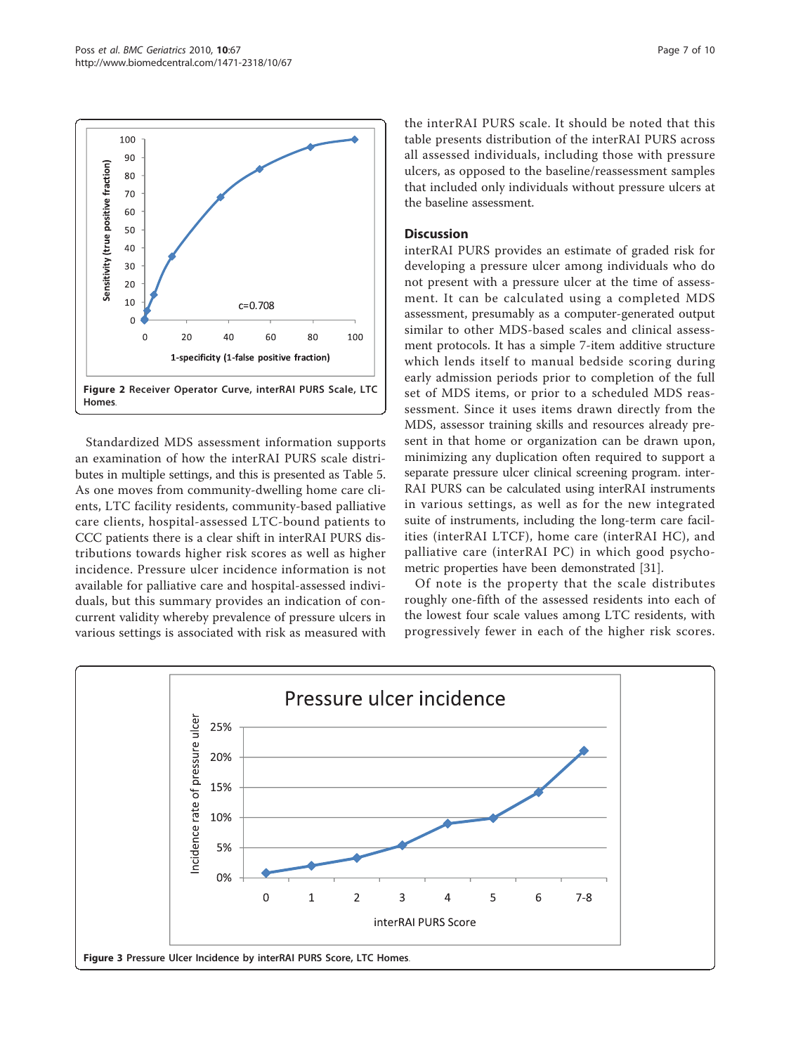Figure 2 Receiver Operator Curve, interRAI PURS Scale, LTC Homes.

Standardized MDS assessment information supports an examination of how the interRAI PURS scale distributes in multiple settings, and this is presented as Table 5. As one moves from community-dwelling home care clients, LTC facility residents, community-based palliative care clients, hospital-assessed LTC-bound patients to CCC patients there is a clear shift in interRAI PURS distributions towards higher risk scores as well as higher incidence. Pressure ulcer incidence information is not available for palliative care and hospital-assessed individuals, but this summary provides an indication of concurrent validity whereby prevalence of pressure ulcers in various settings is associated with risk as measured with the interRAI PURS scale. It should be noted that this table presents distribution of the interRAI PURS across all assessed individuals, including those with pressure ulcers, as opposed to the baseline/reassessment samples that included only individuals without pressure ulcers at the baseline assessment.

## Discussion

interRAI PURS provides an estimate of graded risk for developing a pressure ulcer among individuals who do not present with a pressure ulcer at the time of assessment. It can be calculated using a completed MDS assessment, presumably as a computer-generated output similar to other MDS-based scales and clinical assessment protocols. It has a simple 7-item additive structure which lends itself to manual bedside scoring during early admission periods prior to completion of the full set of MDS items, or prior to a scheduled MDS reassessment. Since it uses items drawn directly from the MDS, assessor training skills and resources already present in that home or organization can be drawn upon, minimizing any duplication often required to support a separate pressure ulcer clinical screening program. interRAI PURS can be calculated using interRAI instruments in various settings, as well as for the new integrated suite of instruments, including the long-term care facilities (interRAI LTCF), home care (interRAI HC), and palliative care (interRAI PC) in which good psychometric properties have been demonstrated [31].

Of note is the property that the scale distributes roughly one-fifth of the assessed residents into each of the lowest four scale values among LTC residents, with progressively fewer in each of the higher risk scores.

Figure 3 Pressure Ulcer Incidence by interRAI PURS Score, LTC Homes.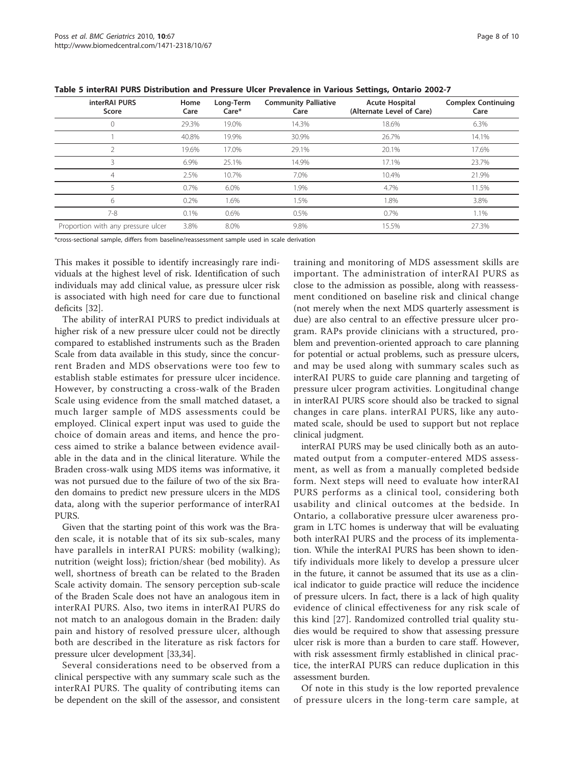**Table 5 interRAI PURS Distribution and Pressure Ulcer Prevalence in Various Settings, Ontario 2002-7**

| interRAI PURS Score | Home Care | Long-Term Care* | Community Palliative Care | Acute Hospital (Alternate Level of Care) | Complex Continuing Care |
|---|---|---|---|---|---|
| 0 | 29.3% | 19.0% | 14.3% | 18.6% | 6.3% |
| 1 | 40.8% | 19.9% | 30.9% | 26.7% | 14.1% |
| 2 | 19.6% | 17.0% | 29.1% | 20.1% | 17.6% |
| 3 | 6.9% | 25.1% | 14.9% | 17.1% | 23.7% |
| 4 | 2.5% | 10.7% | 7.0% | 10.4% | 21.9% |
| 5 | 0.7% | 6.0% | 1.9% | 4.7% | 11.5% |
| 6 | 0.2% | 1.6% | 1.5% | 1.8% | 3.8% |
| 7-8 | 0.1% | 0.6% | 0.5% | 0.7% | 1.1% |
| Proportion with any pressure ulcer | 3.8% | 8.0% | 9.8% | 15.5% | 27.3% |

*cross-sectional sample, differs from baseline/reassessment sample used in scale derivation

This makes it possible to identify increasingly rare individuals at the highest level of risk. Identification of such individuals may add clinical value, as pressure ulcer risk is associated with high need for care due to functional deficits [32].

The ability of interRAI PURS to predict individuals at higher risk of a new pressure ulcer could not be directly compared to established instruments such as the Braden Scale from data available in this study, since the concurrent Braden and MDS observations were too few to establish stable estimates for pressure ulcer incidence. However, by constructing a cross-walk of the Braden Scale using evidence from the small matched dataset, a much larger sample of MDS assessments could be employed. Clinical expert input was used to guide the choice of domain areas and items, and hence the process aimed to strike a balance between evidence available in the data and in the clinical literature. While the Braden cross-walk using MDS items was informative, it was not pursued due to the failure of two of the six Braden domains to predict new pressure ulcers in the MDS data, along with the superior performance of interRAI PURS.

Given that the starting point of this work was the Braden scale, it is notable that of its six sub-scales, many have parallels in interRAI PURS: mobility (walking); nutrition (weight loss); friction/shear (bed mobility). As well, shortness of breath can be related to the Braden Scale activity domain. The sensory perception sub-scale of the Braden Scale does not have an analogous item in interRAI PURS. Also, two items in interRAI PURS do not match to an analogous domain in the Braden: daily pain and history of resolved pressure ulcer, although both are described in the literature as risk factors for pressure ulcer development [33,34].

Several considerations need to be observed from a clinical perspective with any summary scale such as the interRAI PURS. The quality of contributing items can be dependent on the skill of the assessor, and consistent training and monitoring of MDS assessment skills are important. The administration of interRAI PURS as close to the admission as possible, along with reassessment conditioned on baseline risk and clinical change (not merely when the next MDS quarterly assessment is due) are also central to an effective pressure ulcer program. RAPs provide clinicians with a structured, problem and prevention-oriented approach to care planning for potential or actual problems, such as pressure ulcers, and may be used along with summary scales such as interRAI PURS to guide care planning and targeting of pressure ulcer program activities. Longitudinal change in interRAI PURS score should also be tracked to signal changes in care plans. interRAI PURS, like any automated scale, should be used to support but not replace clinical judgment.

interRAI PURS may be used clinically both as an automated output from a computer-entered MDS assessment, as well as from a manually completed bedside form. Next steps will need to evaluate how interRAI PURS performs as a clinical tool, considering both usability and clinical outcomes at the bedside. In Ontario, a collaborative pressure ulcer awareness program in LTC homes is underway that will be evaluating both interRAI PURS and the process of its implementation. While the interRAI PURS has been shown to identify individuals more likely to develop a pressure ulcer in the future, it cannot be assumed that its use as a clinical indicator to guide practice will reduce the incidence of pressure ulcers. In fact, there is a lack of high quality evidence of clinical effectiveness for any risk scale of this kind [27]. Randomized controlled trial quality studies would be required to show that assessing pressure ulcer risk is more than a burden to care staff. However, with risk assessment firmly established in clinical practice, the interRAI PURS can reduce duplication in this assessment burden.

Of note in this study is the low reported prevalence of pressure ulcers in the long-term care sample, at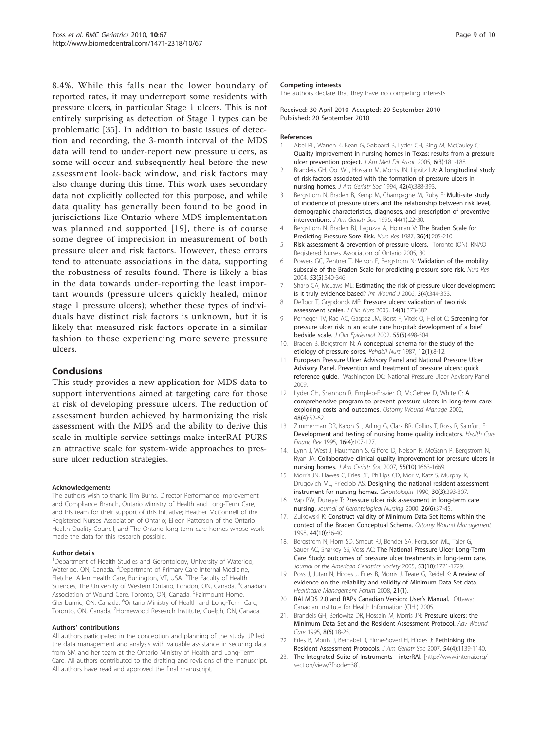8.4%. While this falls near the lower boundary of reported rates, it may underreport some residents with pressure ulcers, in particular Stage 1 ulcers. This is not entirely surprising as detection of Stage 1 types can be problematic [35]. In addition to basic issues of detection and recording, the 3-month interval of the MDS data will tend to under-report new pressure ulcers, as some will occur and subsequently heal before the new assessment look-back window, and risk factors may also change during this time. This work uses secondary data not explicitly collected for this purpose, and while data quality has generally been found to be good in jurisdictions like Ontario where MDS implementation was planned and supported [19], there is of course some degree of imprecision in measurement of both pressure ulcer and risk factors. However, these errors tend to attenuate associations in the data, supporting the robustness of results found. There is likely a bias in the data towards under-reporting the least important wounds (pressure ulcers quickly healed, minor stage 1 pressure ulcers); whether these types of individuals have distinct risk factors is unknown, but it is likely that measured risk factors operate in a similar fashion to those experiencing more severe pressure ulcers.

## Conclusions

This study provides a new application for MDS data to support interventions aimed at targeting care for those at risk of developing pressure ulcers. The reduction of assessment burden achieved by harmonizing the risk assessment with the MDS and the ability to derive this scale in multiple service settings make interRAI PURS an attractive scale for system-wide approaches to pressure ulcer reduction strategies.

#### Acknowledgements

The authors wish to thank: Tim Burns, Director Performance Improvement and Compliance Branch, Ontario Ministry of Health and Long-Term Care, and his team for their support of this initiative; Heather McConnell of the Registered Nurses Association of Ontario; Eileen Patterson of the Ontario Health Quality Council; and The Ontario long-term care homes whose work made the data for this research possible.

#### Author details

[1]Department of Health Studies and Gerontology, University of Waterloo, Waterloo, ON, Canada. [2]Department of Primary Care Internal Medicine, Fletcher Allen Health Care, Burlington, VT, USA. [3]The Faculty of Health Sciences, The University of Western Ontario, London, ON, Canada. [4]Canadian Association of Wound Care, Toronto, ON, Canada. [5]Fairmount Home, Glenburnie, ON, Canada. [6]Ontario Ministry of Health and Long-Term Care, Toronto, ON, Canada. [7]Homewood Research Institute, Guelph, ON, Canada.

#### Authors' contributions

All authors participated in the conception and planning of the study. JP led the data management and analysis with valuable assistance in securing data from SM and her team at the Ontario Ministry of Health and Long-Term Care. All authors contributed to the drafting and revisions of the manuscript. All authors have read and approved the final manuscript.

#### Competing interests

The authors declare that they have no competing interests.

Received: 30 April 2010 Accepted: 20 September 2010
Published: 20 September 2010

#### References

1. Abel RL, Warren K, Bean G, Gabbard B, Lyder CH, Bing M, McCauley C: Quality improvement in nursing homes in Texas: results from a pressure ulcer prevention project. *J Am Med Dir Assoc* 2005, 6(3):181-188.
2. Brandeis GH, Ooi WL, Hossain M, Morris JN, Lipsitz LA: A longitudinal study of risk factors associated with the formation of pressure ulcers in nursing homes. *J Am Geriatr Soc* 1994, 42(4):388-393.
3. Bergstrom N, Braden B, Kemp M, Champagne M, Ruby E: Multi-site study of incidence of pressure ulcers and the relationship between risk level, demographic characteristics, diagnoses, and prescription of preventive interventions. *J Am Geriatr Soc* 1996, 44(1):22-30.
4. Bergstrom N, Braden BJ, Laguzza A, Holman V: The Braden Scale for Predicting Pressure Sore Risk. *Nurs Res* 1987, 36(4):205-210.
5. Risk assessment & prevention of pressure ulcers. Toronto (ON): RNAO Registered Nurses Association of Ontario 2005, 80.
6. Powers GC, Zentner T, Nelson F, Bergstrom N: Validation of the mobility subscale of the Braden Scale for predicting pressure sore risk. *Nurs Res* 2004, 53(5):340-346.
7. Sharp CA, McLaws ML: Estimating the risk of pressure ulcer development: is it truly evidence based? *Int Wound J* 2006, 3(4):344-353.
8. Defloor T, Grypdonck MF: Pressure ulcers: validation of two risk assessment scales. *J Clin Nurs* 2005, 14(3):373-382.
9. Perneger TV, Rae AC, Gaspoz JM, Borst F, Vitek O, Heliot C: Screening for pressure ulcer risk in an acute care hospital: development of a brief bedside scale. *J Clin Epidemiol* 2002, 55(5):498-504.
10. Braden B, Bergstrom N: A conceptual schema for the study of the etiology of pressure sores. *Rehabil Nurs* 1987, 12(1):8-12.
11. European Pressure Ulcer Advisory Panel and National Pressure Ulcer Advisory Panel. Prevention and treatment of pressure ulcers: quick reference guide. Washington DC: National Pressure Ulcer Advisory Panel 2009.
12. Lyder CH, Shannon R, Empleo-Frazier O, McGeHee D, White C: A comprehensive program to prevent pressure ulcers in long-term care: exploring costs and outcomes. *Ostomy Wound Manage* 2002, 48(4):52-62.
13. Zimmerman DR, Karon SL, Arling G, Clark BR, Collins T, Ross R, Sainfort F: Development and testing of nursing home quality indicators. *Health Care Financ Rev* 1995, 16(4):107-127.
14. Lynn J, West J, Hausmann S, Gifford D, Nelson R, McGann P, Bergstrom N, Ryan JA: Collaborative clinical quality improvement for pressure ulcers in nursing homes. *J Am Geriatr Soc* 2007, 55(10):1663-1669.
15. Morris JN, Hawes C, Fries BE, Phillips CD, Mor V, Katz S, Murphy K, Drugovich ML, Friedlob AS: Designing the national resident assessment instrument for nursing homes. *Gerontologist* 1990, 30(3):293-307.
16. Vap PW, Dunaye T: Pressure ulcer risk assessment in long-term care nursing. *Journal of Gerontological Nursing* 2000, 26(6):37-45.
17. Zulkowski K: Construct validity of Minimum Data Set items within the context of the Braden Conceptual Schema. *Ostomy Wound Management* 1998, 44(10):36-40.
18. Bergstrom N, Horn SD, Smout RJ, Bender SA, Ferguson ML, Taler G, Sauer AC, Sharkey SS, Voss AC: The National Pressure Ulcer Long-Term Care Study: outcomes of pressure ulcer treatments in long-term care. *Journal of the American Geriatrics Society* 2005, 53(10):1721-1729.
19. Poss J, Jutan N, Hirdes J, Fries B, Morris J, Teare G, Reidel K: A review of evidence on the reliability and validity of Minimum Data Set data. *Healthcare Management Forum* 2008, 21(1).
20. RAI MDS 2.0 and RAPs Canadian Version: User's Manual. Ottawa: Canadian Institute for Health Information (CIHI) 2005.
21. Brandeis GH, Berlowitz DR, Hossain M, Morris JN: Pressure ulcers: the Minimum Data Set and the Resident Assessment Protocol. *Adv Wound Care* 1995, 8(6):18-25.
22. Fries B, Morris J, Bernabei R, Finne-Soveri H, Hirdes J: Rethinking the Resident Assessment Protocols. *J Am Geriatr Soc* 2007, 54(4):1139-1140.
23. The Integrated Suite of Instruments - interRAI. [http://www.interrai.org/section/view/?fnode=38].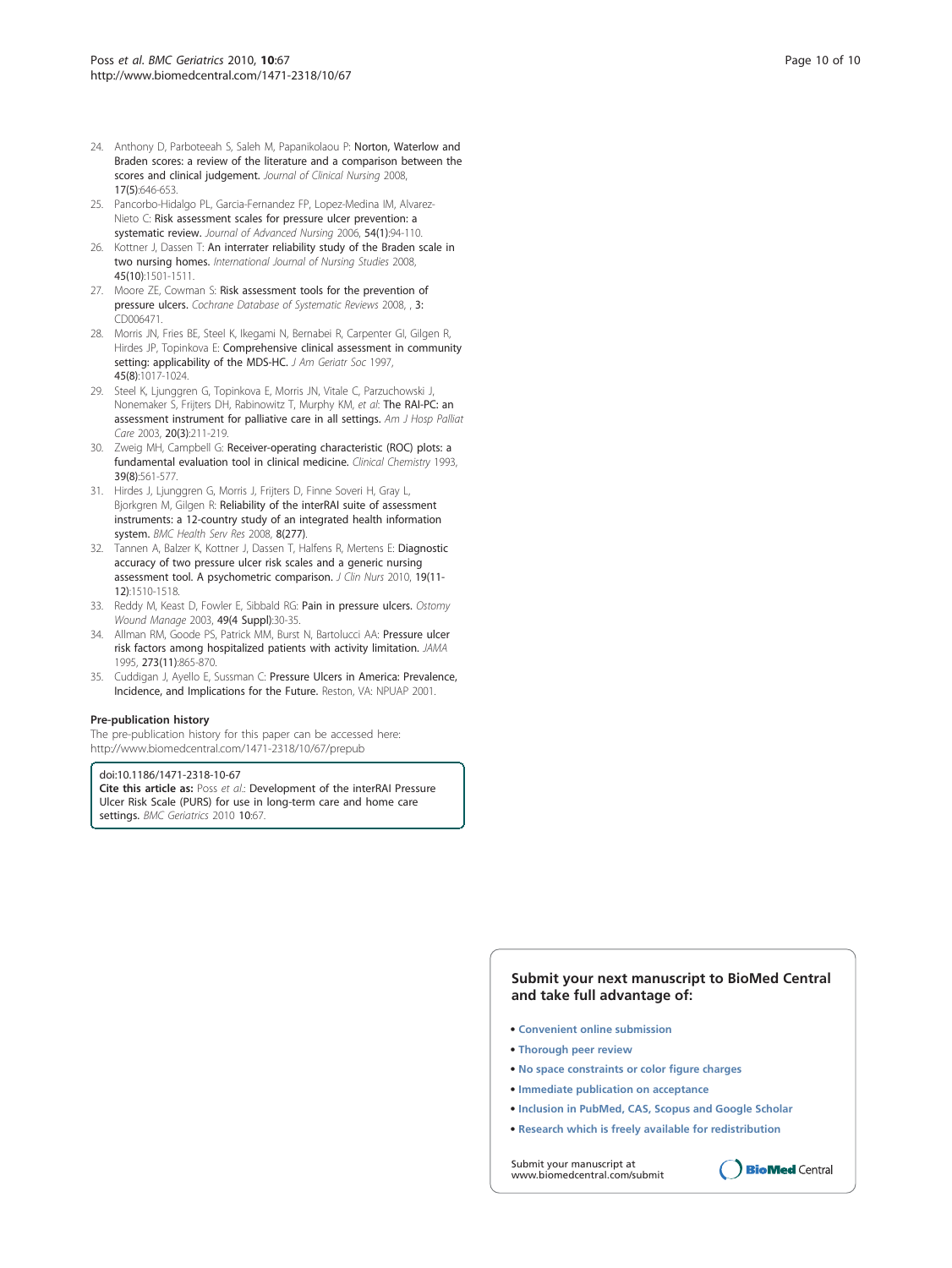24. Anthony D, Parboteeah S, Saleh M, Papanikolaou P: **Norton, Waterlow and Braden scores: a review of the literature and a comparison between the scores and clinical judgement.** *Journal of Clinical Nursing* 2008, **17(5)**:646-653.
25. Pancorbo-Hidalgo PL, Garcia-Fernandez FP, Lopez-Medina IM, Alvarez-Nieto C: **Risk assessment scales for pressure ulcer prevention: a systematic review.** *Journal of Advanced Nursing* 2006, **54(1)**:94-110.
26. Kottner J, Dassen T: **An interrater reliability study of the Braden scale in two nursing homes.** *International Journal of Nursing Studies* 2008, **45(10)**:1501-1511.
27. Moore ZE, Cowman S: **Risk assessment tools for the prevention of pressure ulcers.** *Cochrane Database of Systematic Reviews* 2008, , **3**: CD006471.
28. Morris JN, Fries BE, Steel K, Ikegami N, Bernabei R, Carpenter GI, Gilgen R, Hirdes JP, Topinkova E: **Comprehensive clinical assessment in community setting: applicability of the MDS-HC.** *J Am Geriatr Soc* 1997, **45(8)**:1017-1024.
29. Steel K, Ljunggren G, Topinkova E, Morris JN, Vitale C, Parzuchowski J, Nonemaker S, Frijters DH, Rabinowitz T, Murphy KM, *et al*: **The RAI-PC: an assessment instrument for palliative care in all settings.** *Am J Hosp Palliat Care* 2003, **20(3)**:211-219.
30. Zweig MH, Campbell G: **Receiver-operating characteristic (ROC) plots: a fundamental evaluation tool in clinical medicine.** *Clinical Chemistry* 1993, **39(8)**:561-577.
31. Hirdes J, Ljunggren G, Morris J, Frijters D, Finne Soveri H, Gray L, Bjorkgren M, Gilgen R: **Reliability of the interRAI suite of assessment instruments: a 12-country study of an integrated health information system.** *BMC Health Serv Res* 2008, **8(277)**.
32. Tannen A, Balzer K, Kottner J, Dassen T, Halfens R, Mertens E: **Diagnostic accuracy of two pressure ulcer risk scales and a generic nursing assessment tool. A psychometric comparison.** *J Clin Nurs* 2010, **19(11-12)**:1510-1518.
33. Reddy M, Keast D, Fowler E, Sibbald RG: **Pain in pressure ulcers.** *Ostomy Wound Manage* 2003, **49(4 Suppl)**:30-35.
34. Allman RM, Goode PS, Patrick MM, Burst N, Bartolucci AA: **Pressure ulcer risk factors among hospitalized patients with activity limitation.** *JAMA* 1995, **273(11)**:865-870.
35. Cuddigan J, Ayello E, Sussman C: **Pressure Ulcers in America: Prevalence, Incidence, and Implications for the Future.** Reston, VA: NPUAP 2001.

### Pre-publication history

The pre-publication history for this paper can be accessed here:
http://www.biomedcentral.com/1471-2318/10/67/prepub

doi:10.1186/1471-2318-10-67

**Cite this article as:** Poss *et al.*: Development of the interRAI Pressure Ulcer Risk Scale (PURS) for use in long-term care and home care settings. *BMC Geriatrics* 2010 **10**:67.

**Submit your next manuscript to BioMed Central and take full advantage of:**

- Convenient online submission
- Thorough peer review
- No space constraints or color figure charges
- Immediate publication on acceptance
- Inclusion in PubMed, CAS, Scopus and Google Scholar
- Research which is freely available for redistribution

Submit your manuscript at
www.biomedcentral.com/submit

BioMed Central